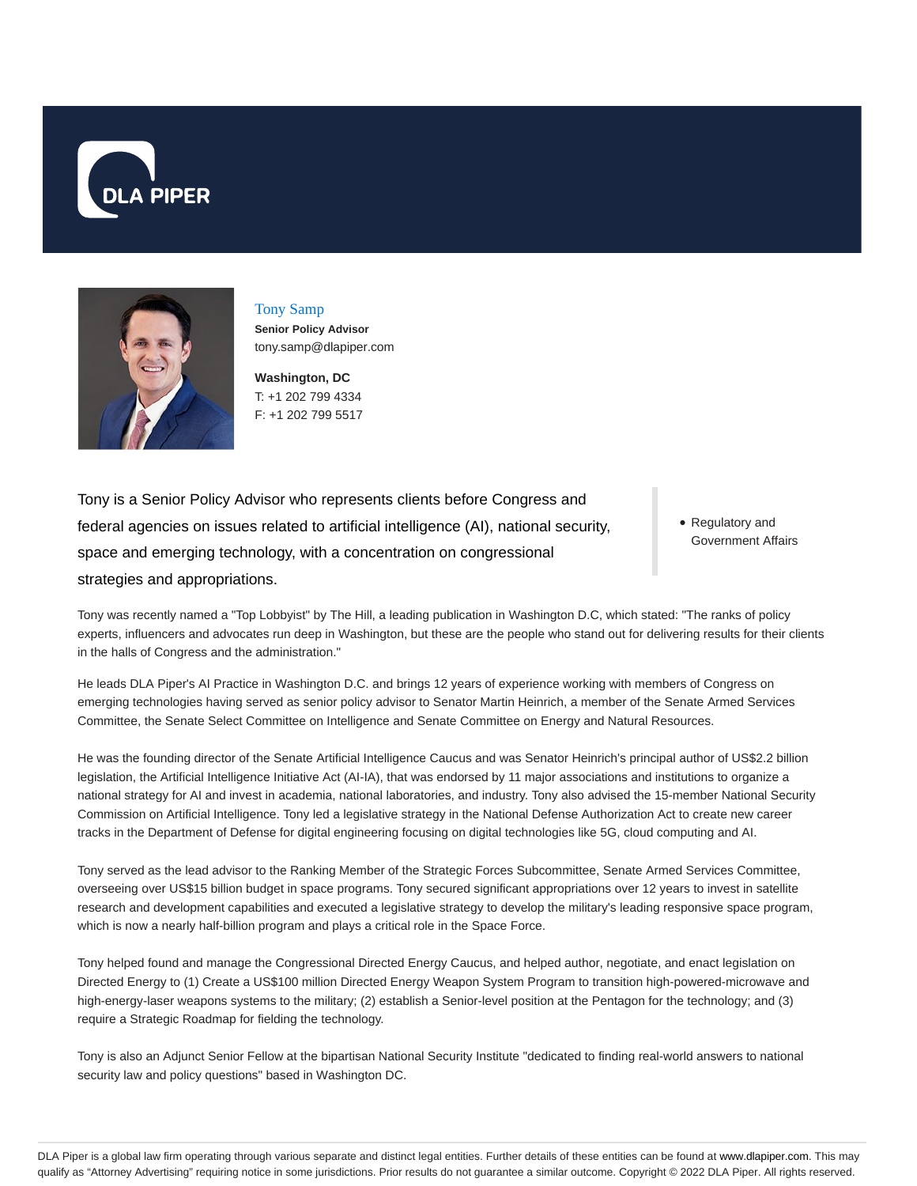# Tony Samp

**Senior Policy Advisor**
tony.samp@dlapiper.com

**Washington, DC**
T: +1 202 799 4334
F: +1 202 799 5517

Tony is a Senior Policy Advisor who represents clients before Congress and federal agencies on issues related to artificial intelligence (AI), national security, space and emerging technology, with a concentration on congressional strategies and appropriations.

- Regulatory and Government Affairs

Tony was recently named a "Top Lobbyist" by The Hill, a leading publication in Washington D.C, which stated: "The ranks of policy experts, influencers and advocates run deep in Washington, but these are the people who stand out for delivering results for their clients in the halls of Congress and the administration."

He leads DLA Piper's AI Practice in Washington D.C. and brings 12 years of experience working with members of Congress on emerging technologies having served as senior policy advisor to Senator Martin Heinrich, a member of the Senate Armed Services Committee, the Senate Select Committee on Intelligence and Senate Committee on Energy and Natural Resources.

He was the founding director of the Senate Artificial Intelligence Caucus and was Senator Heinrich's principal author of US$2.2 billion legislation, the Artificial Intelligence Initiative Act (AI-IA), that was endorsed by 11 major associations and institutions to organize a national strategy for AI and invest in academia, national laboratories, and industry. Tony also advised the 15-member National Security Commission on Artificial Intelligence. Tony led a legislative strategy in the National Defense Authorization Act to create new career tracks in the Department of Defense for digital engineering focusing on digital technologies like 5G, cloud computing and AI.

Tony served as the lead advisor to the Ranking Member of the Strategic Forces Subcommittee, Senate Armed Services Committee, overseeing over US$15 billion budget in space programs. Tony secured significant appropriations over 12 years to invest in satellite research and development capabilities and executed a legislative strategy to develop the military's leading responsive space program, which is now a nearly half-billion program and plays a critical role in the Space Force.

Tony helped found and manage the Congressional Directed Energy Caucus, and helped author, negotiate, and enact legislation on Directed Energy to (1) Create a US$100 million Directed Energy Weapon System Program to transition high-powered-microwave and high-energy-laser weapons systems to the military; (2) establish a Senior-level position at the Pentagon for the technology; and (3) require a Strategic Roadmap for fielding the technology.

Tony is also an Adjunct Senior Fellow at the bipartisan National Security Institute "dedicated to finding real-world answers to national security law and policy questions" based in Washington DC.

DLA Piper is a global law firm operating through various separate and distinct legal entities. Further details of these entities can be found at www.dlapiper.com. This may qualify as "Attorney Advertising" requiring notice in some jurisdictions. Prior results do not guarantee a similar outcome. Copyright © 2022 DLA Piper. All rights reserved.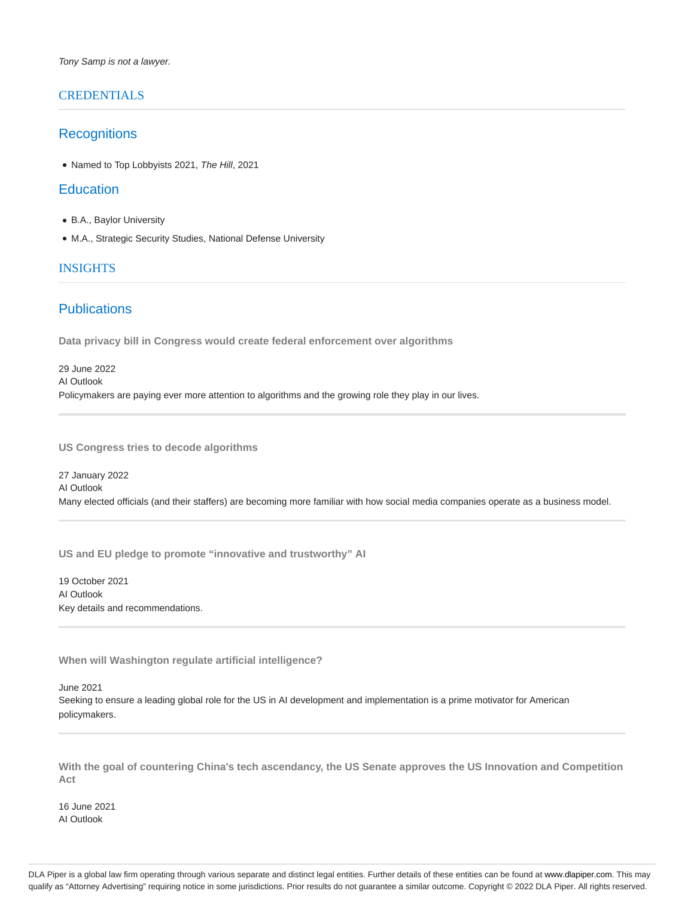*Tony Samp is not a lawyer.*

## CREDENTIALS

### Recognitions

- Named to Top Lobbyists 2021, *The Hill*, 2021

### Education

- B.A., Baylor University
- M.A., Strategic Security Studies, National Defense University

## INSIGHTS

### Publications

**Data privacy bill in Congress would create federal enforcement over algorithms**

29 June 2022
AI Outlook
Policymakers are paying ever more attention to algorithms and the growing role they play in our lives.

---

**US Congress tries to decode algorithms**

27 January 2022
AI Outlook
Many elected officials (and their staffers) are becoming more familiar with how social media companies operate as a business model.

---

**US and EU pledge to promote "innovative and trustworthy" AI**

19 October 2021
AI Outlook
Key details and recommendations.

---

**When will Washington regulate artificial intelligence?**

June 2021
Seeking to ensure a leading global role for the US in AI development and implementation is a prime motivator for American policymakers.

---

**With the goal of countering China's tech ascendancy, the US Senate approves the US Innovation and Competition Act**

16 June 2021
AI Outlook

DLA Piper is a global law firm operating through various separate and distinct legal entities. Further details of these entities can be found at www.dlapiper.com. This may qualify as "Attorney Advertising" requiring notice in some jurisdictions. Prior results do not guarantee a similar outcome. Copyright © 2022 DLA Piper. All rights reserved.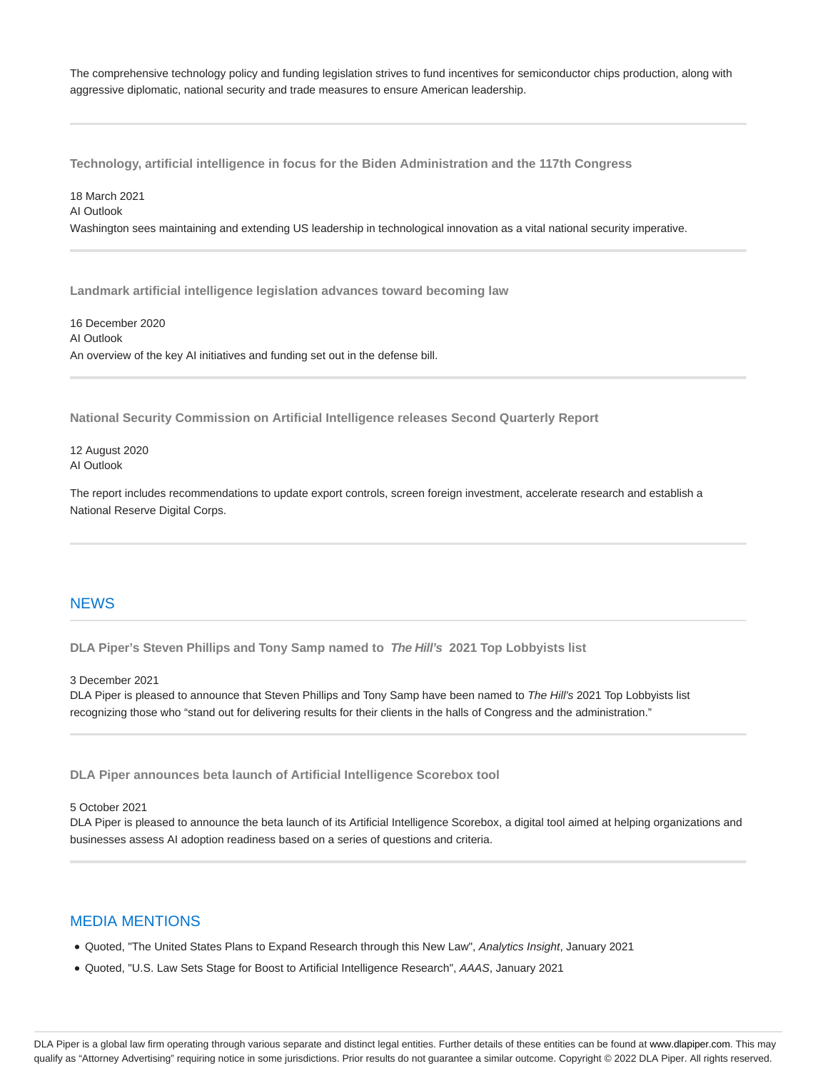The comprehensive technology policy and funding legislation strives to fund incentives for semiconductor chips production, along with aggressive diplomatic, national security and trade measures to ensure American leadership.

---

**Technology, artificial intelligence in focus for the Biden Administration and the 117th Congress**

18 March 2021
AI Outlook
Washington sees maintaining and extending US leadership in technological innovation as a vital national security imperative.

---

**Landmark artificial intelligence legislation advances toward becoming law**

16 December 2020
AI Outlook
An overview of the key AI initiatives and funding set out in the defense bill.

---

**National Security Commission on Artificial Intelligence releases Second Quarterly Report**

12 August 2020
AI Outlook

The report includes recommendations to update export controls, screen foreign investment, accelerate research and establish a National Reserve Digital Corps.

---

## NEWS

**DLA Piper's Steven Phillips and Tony Samp named to *The Hill's* 2021 Top Lobbyists list**

3 December 2021
DLA Piper is pleased to announce that Steven Phillips and Tony Samp have been named to *The Hill's* 2021 Top Lobbyists list recognizing those who "stand out for delivering results for their clients in the halls of Congress and the administration."

---

**DLA Piper announces beta launch of Artificial Intelligence Scorebox tool**

5 October 2021
DLA Piper is pleased to announce the beta launch of its Artificial Intelligence Scorebox, a digital tool aimed at helping organizations and businesses assess AI adoption readiness based on a series of questions and criteria.

---

## MEDIA MENTIONS

- Quoted, "The United States Plans to Expand Research through this New Law", *Analytics Insight*, January 2021
- Quoted, "U.S. Law Sets Stage for Boost to Artificial Intelligence Research", *AAAS*, January 2021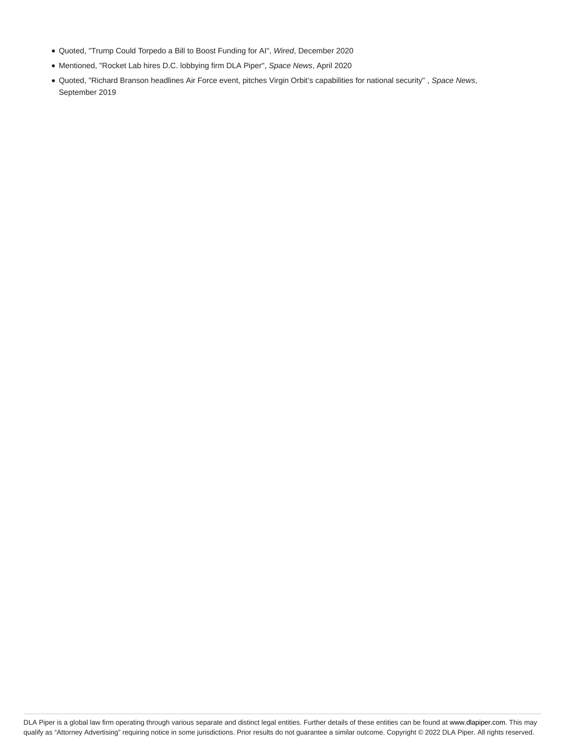- Quoted, "Trump Could Torpedo a Bill to Boost Funding for AI", *Wired*, December 2020
- Mentioned, "Rocket Lab hires D.C. lobbying firm DLA Piper", *Space News*, April 2020
- Quoted, "Richard Branson headlines Air Force event, pitches Virgin Orbit's capabilities for national security" , *Space News*, September 2019

DLA Piper is a global law firm operating through various separate and distinct legal entities. Further details of these entities can be found at www.dlapiper.com. This may qualify as "Attorney Advertising" requiring notice in some jurisdictions. Prior results do not guarantee a similar outcome. Copyright © 2022 DLA Piper. All rights reserved.